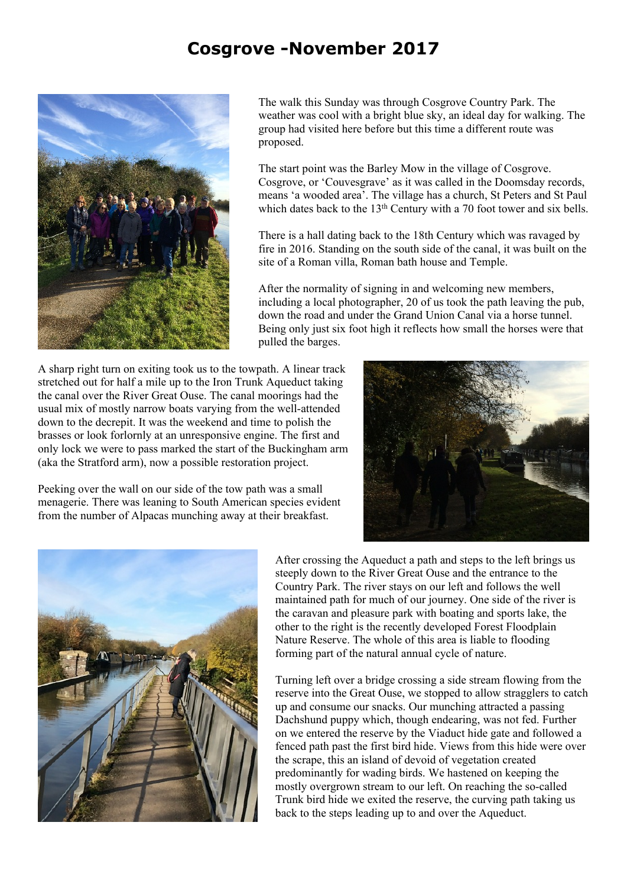# Cosgrove -November 2017

The walk this Sunday was through Cosgrove Country Park. The weather was cool with a bright blue sky, an ideal day for walking. The group had visited here before but this time a different route was proposed.

The start point was the Barley Mow in the village of Cosgrove. Cosgrove, or 'Couvesgrave' as it was called in the Doomsday records, means 'a wooded area'. The village has a church, St Peters and St Paul which dates back to the 13th Century with a 70 foot tower and six bells.

There is a hall dating back to the 18th Century which was ravaged by fire in 2016. Standing on the south side of the canal, it was built on the site of a Roman villa, Roman bath house and Temple.

After the normality of signing in and welcoming new members, including a local photographer, 20 of us took the path leaving the pub, down the road and under the Grand Union Canal via a horse tunnel. Being only just six foot high it reflects how small the horses were that pulled the barges.

A sharp right turn on exiting took us to the towpath. A linear track stretched out for half a mile up to the Iron Trunk Aqueduct taking the canal over the River Great Ouse. The canal moorings had the usual mix of mostly narrow boats varying from the well-attended down to the decrepit. It was the weekend and time to polish the brasses or look forlornly at an unresponsive engine. The first and only lock we were to pass marked the start of the Buckingham arm (aka the Stratford arm), now a possible restoration project.

Peeking over the wall on our side of the tow path was a small menagerie. There was leaning to South American species evident from the number of Alpacas munching away at their breakfast.

After crossing the Aqueduct a path and steps to the left brings us steeply down to the River Great Ouse and the entrance to the Country Park. The river stays on our left and follows the well maintained path for much of our journey. One side of the river is the caravan and pleasure park with boating and sports lake, the other to the right is the recently developed Forest Floodplain Nature Reserve. The whole of this area is liable to flooding forming part of the natural annual cycle of nature.

Turning left over a bridge crossing a side stream flowing from the reserve into the Great Ouse, we stopped to allow stragglers to catch up and consume our snacks. Our munching attracted a passing Dachshund puppy which, though endearing, was not fed. Further on we entered the reserve by the Viaduct hide gate and followed a fenced path past the first bird hide. Views from this hide were over the scrape, this an island of devoid of vegetation created predominantly for wading birds. We hastened on keeping the mostly overgrown stream to our left. On reaching the so-called Trunk bird hide we exited the reserve, the curving path taking us back to the steps leading up to and over the Aqueduct.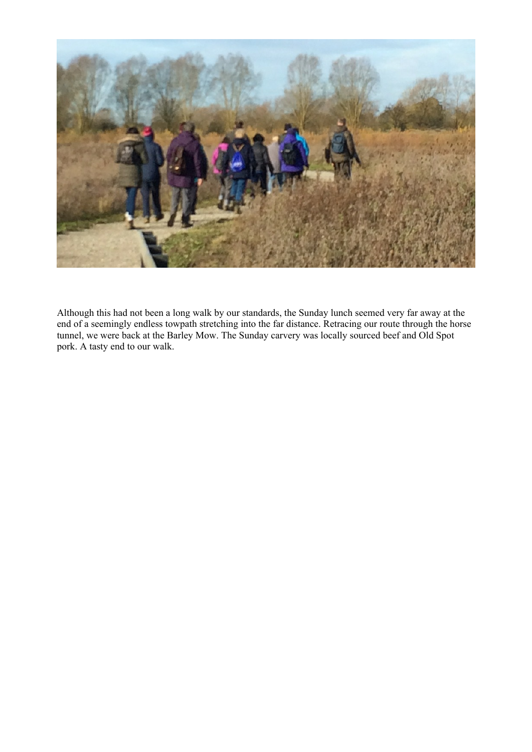Although this had not been a long walk by our standards, the Sunday lunch seemed very far away at the end of a seemingly endless towpath stretching into the far distance. Retracing our route through the horse tunnel, we were back at the Barley Mow. The Sunday carvery was locally sourced beef and Old Spot pork. A tasty end to our walk.